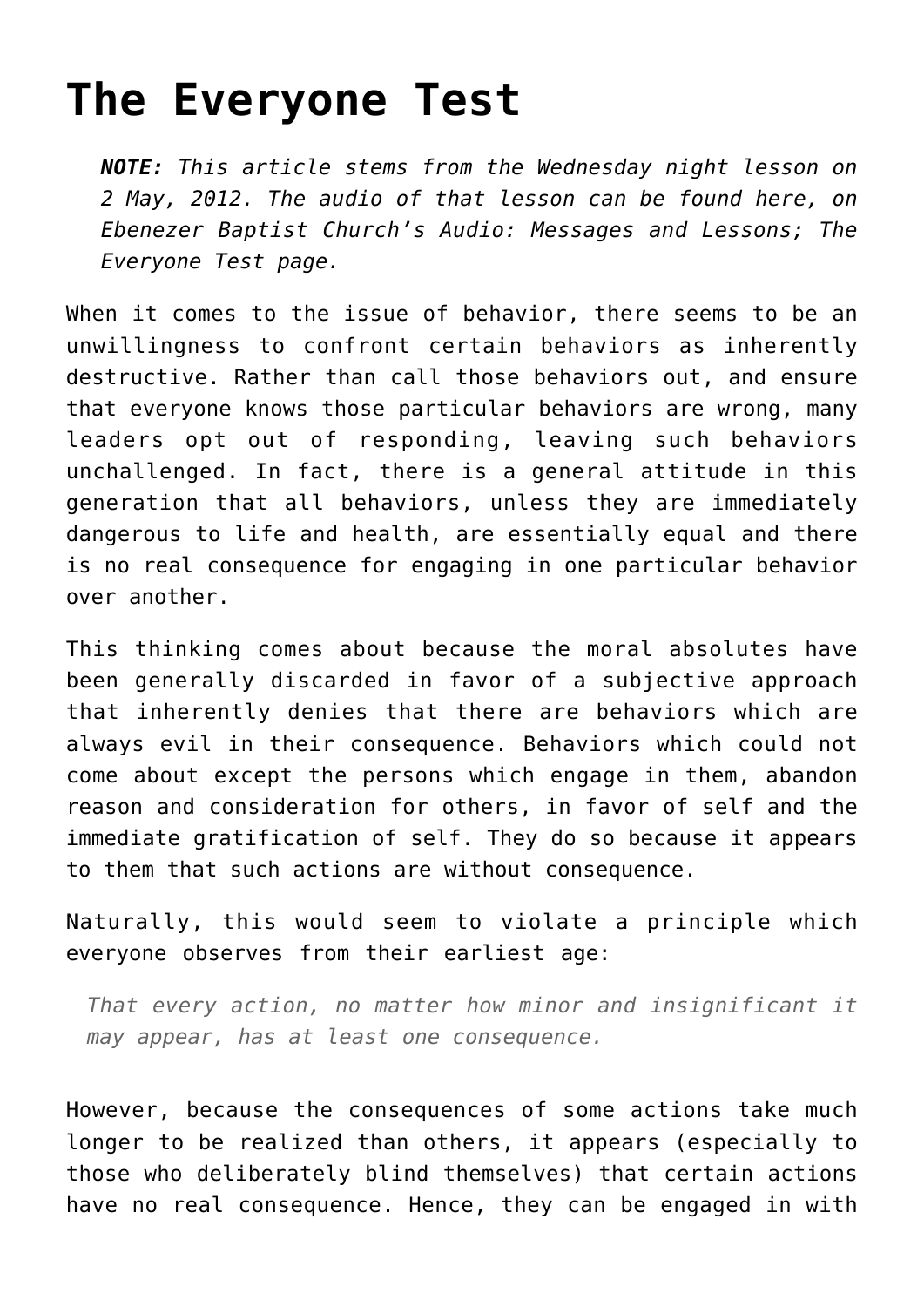# The Everyone Test

> ***NOTE:*** *This article stems from the Wednesday night lesson on 2 May, 2012. The audio of that lesson can be found here, on Ebenezer Baptist Church's Audio: Messages and Lessons; The Everyone Test page.*

When it comes to the issue of behavior, there seems to be an unwillingness to confront certain behaviors as inherently destructive. Rather than call those behaviors out, and ensure that everyone knows those particular behaviors are wrong, many leaders opt out of responding, leaving such behaviors unchallenged. In fact, there is a general attitude in this generation that all behaviors, unless they are immediately dangerous to life and health, are essentially equal and there is no real consequence for engaging in one particular behavior over another.

This thinking comes about because the moral absolutes have been generally discarded in favor of a subjective approach that inherently denies that there are behaviors which are always evil in their consequence. Behaviors which could not come about except the persons which engage in them, abandon reason and consideration for others, in favor of self and the immediate gratification of self. They do so because it appears to them that such actions are without consequence.

Naturally, this would seem to violate a principle which everyone observes from their earliest age:

> *That every action, no matter how minor and insignificant it may appear, has at least one consequence.*

However, because the consequences of some actions take much longer to be realized than others, it appears (especially to those who deliberately blind themselves) that certain actions have no real consequence. Hence, they can be engaged in with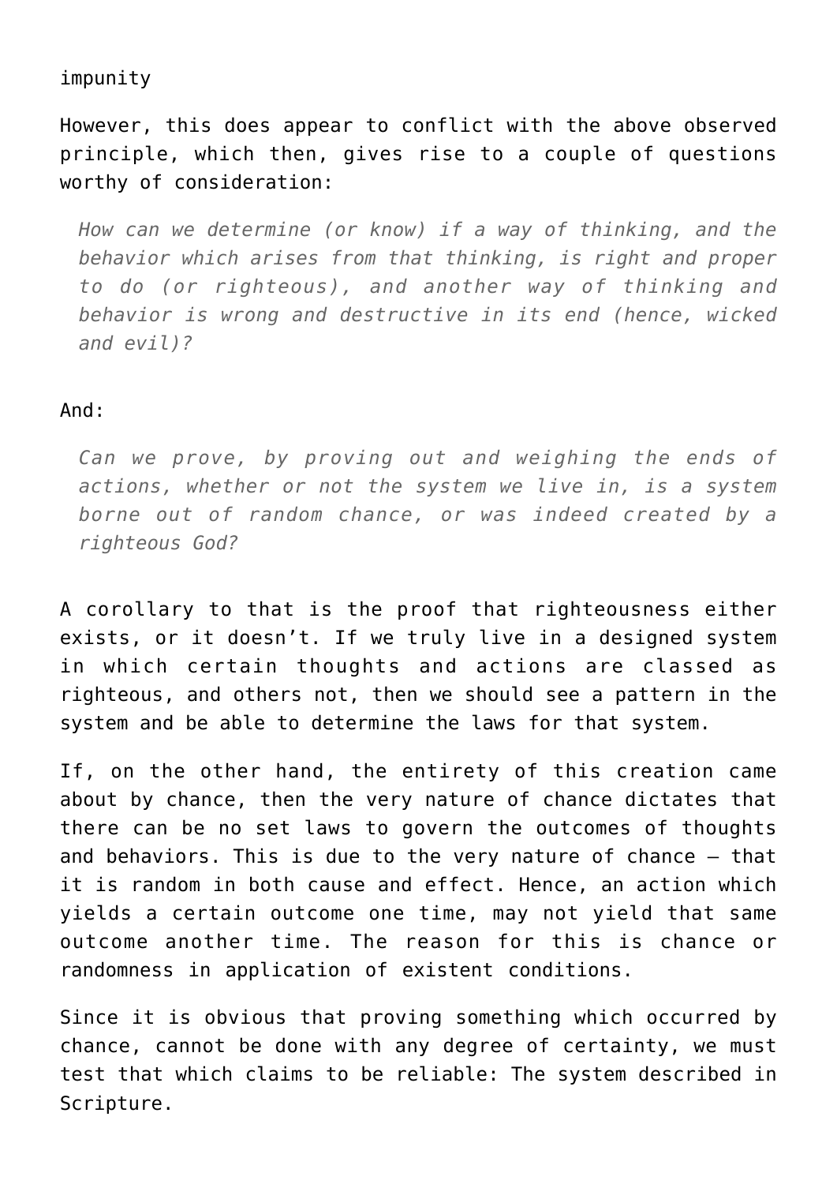impunity

However, this does appear to conflict with the above observed principle, which then, gives rise to a couple of questions worthy of consideration:

> *How can we determine (or know) if a way of thinking, and the behavior which arises from that thinking, is right and proper to do (or righteous), and another way of thinking and behavior is wrong and destructive in its end (hence, wicked and evil)?*

And:

> *Can we prove, by proving out and weighing the ends of actions, whether or not the system we live in, is a system borne out of random chance, or was indeed created by a righteous God?*

A corollary to that is the proof that righteousness either exists, or it doesn't. If we truly live in a designed system in which certain thoughts and actions are classed as righteous, and others not, then we should see a pattern in the system and be able to determine the laws for that system.

If, on the other hand, the entirety of this creation came about by chance, then the very nature of chance dictates that there can be no set laws to govern the outcomes of thoughts and behaviors. This is due to the very nature of chance – that it is random in both cause and effect. Hence, an action which yields a certain outcome one time, may not yield that same outcome another time. The reason for this is chance or randomness in application of existent conditions.

Since it is obvious that proving something which occurred by chance, cannot be done with any degree of certainty, we must test that which claims to be reliable: The system described in Scripture.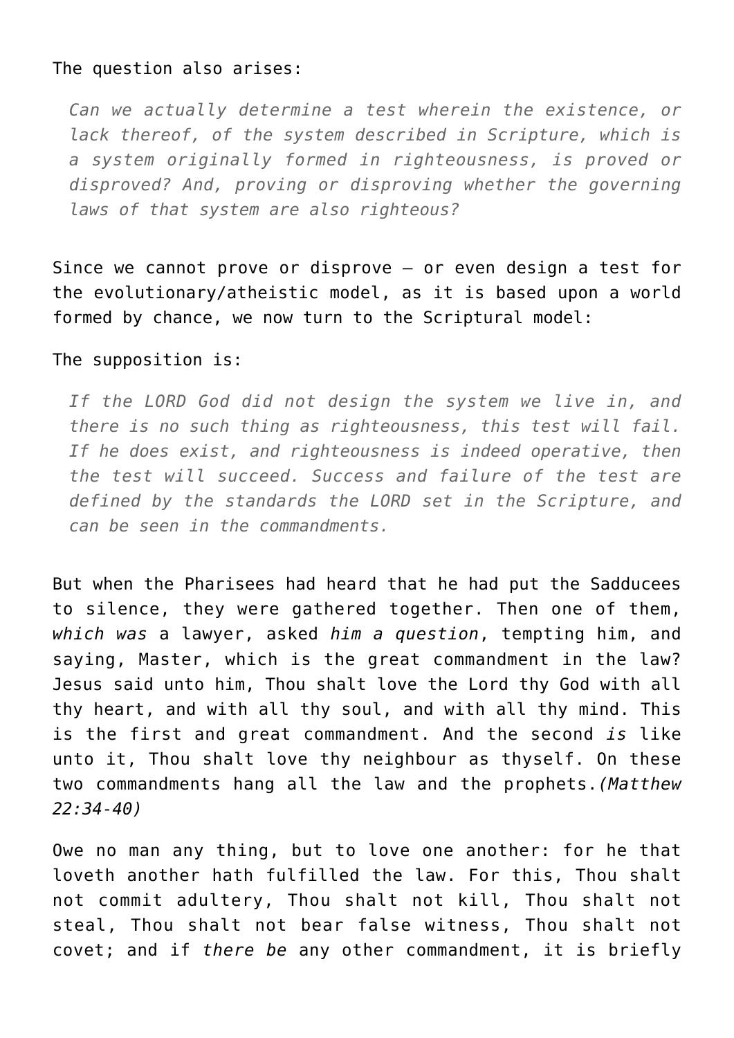The question also arises:

> *Can we actually determine a test wherein the existence, or lack thereof, of the system described in Scripture, which is a system originally formed in righteousness, is proved or disproved? And, proving or disproving whether the governing laws of that system are also righteous?*

Since we cannot prove or disprove – or even design a test for the evolutionary/atheistic model, as it is based upon a world formed by chance, we now turn to the Scriptural model:

The supposition is:

> *If the LORD God did not design the system we live in, and there is no such thing as righteousness, this test will fail. If he does exist, and righteousness is indeed operative, then the test will succeed. Success and failure of the test are defined by the standards the LORD set in the Scripture, and can be seen in the commandments.*

But when the Pharisees had heard that he had put the Saddducees to silence, they were gathered together. Then one of them, *which was* a lawyer, asked *him a question*, tempting him, and saying, Master, which is the great commandment in the law? Jesus said unto him, Thou shalt love the Lord thy God with all thy heart, and with all thy soul, and with all thy mind. This is the first and great commandment. And the second *is* like unto it, Thou shalt love thy neighbour as thyself. On these two commandments hang all the law and the prophets.*(Matthew 22:34-40)*

Owe no man any thing, but to love one another: for he that loveth another hath fulfilled the law. For this, Thou shalt not commit adultery, Thou shalt not kill, Thou shalt not steal, Thou shalt not bear false witness, Thou shalt not covet; and if *there be* any other commandment, it is briefly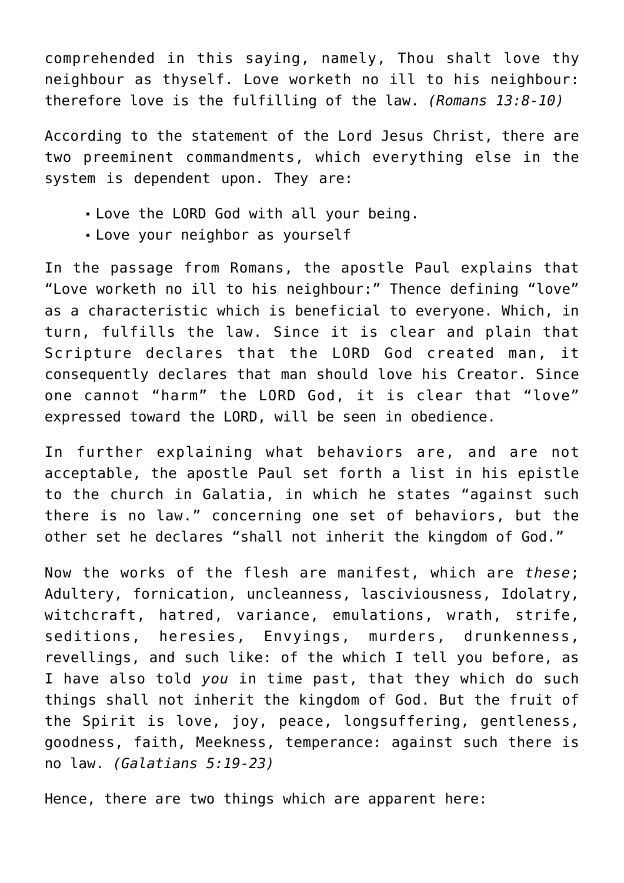comprehended in this saying, namely, Thou shalt love thy neighbour as thyself. Love worketh no ill to his neighbour: therefore love is the fulfilling of the law. *(Romans 13:8-10)*

According to the statement of the Lord Jesus Christ, there are two preeminent commandments, which everything else in the system is dependent upon. They are:

- Love the LORD God with all your being.
- Love your neighbor as yourself

In the passage from Romans, the apostle Paul explains that “Love worketh no ill to his neighbour:” Thence defining “love” as a characteristic which is beneficial to everyone. Which, in turn, fulfills the law. Since it is clear and plain that Scripture declares that the LORD God created man, it consequently declares that man should love his Creator. Since one cannot “harm” the LORD God, it is clear that “love” expressed toward the LORD, will be seen in obedience.

In further explaining what behaviors are, and are not acceptable, the apostle Paul set forth a list in his epistle to the church in Galatia, in which he states “against such there is no law.” concerning one set of behaviors, but the other set he declares “shall not inherit the kingdom of God.”

Now the works of the flesh are manifest, which are *these*; Adultery, fornication, uncleanness, lasciviousness, Idolatry, witchcraft, hatred, variance, emulations, wrath, strife, seditions, heresies, Envyings, murders, drunkenness, revellings, and such like: of the which I tell you before, as I have also told *you* in time past, that they which do such things shall not inherit the kingdom of God. But the fruit of the Spirit is love, joy, peace, longsuffering, gentleness, goodness, faith, Meekness, temperance: against such there is no law. *(Galatians 5:19-23)*

Hence, there are two things which are apparent here: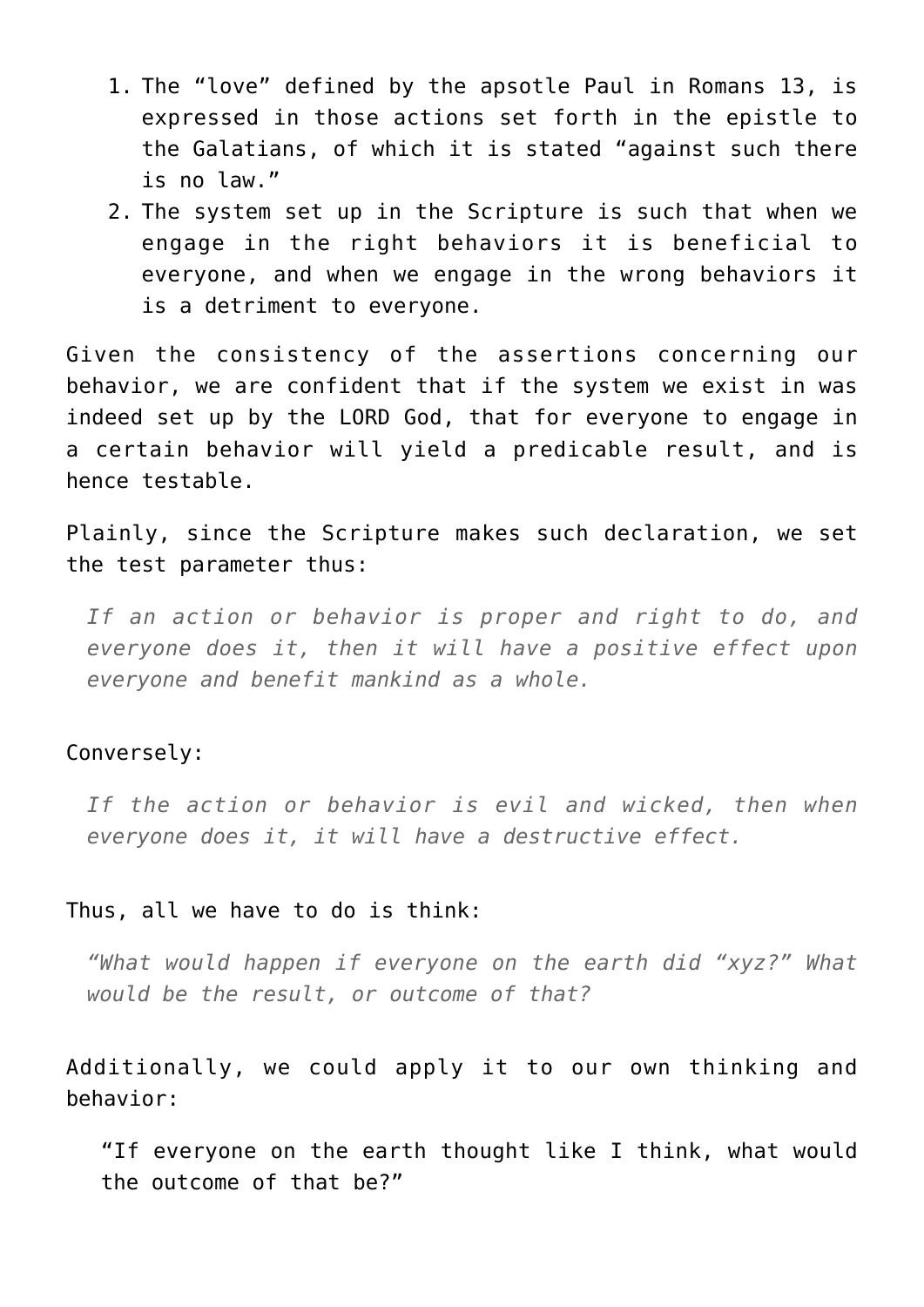1. The "love" defined by the apsotle Paul in Romans 13, is expressed in those actions set forth in the epistle to the Galatians, of which it is stated "against such there is no law."
2. The system set up in the Scripture is such that when we engage in the right behaviors it is beneficial to everyone, and when we engage in the wrong behaviors it is a detriment to everyone.

Given the consistency of the assertions concerning our behavior, we are confident that if the system we exist in was indeed set up by the LORD God, that for everyone to engage in a certain behavior will yield a predicable result, and is hence testable.

Plainly, since the Scripture makes such declaration, we set the test parameter thus:

> *If an action or behavior is proper and right to do, and everyone does it, then it will have a positive effect upon everyone and benefit mankind as a whole.*

Conversely:

> *If the action or behavior is evil and wicked, then when everyone does it, it will have a destructive effect.*

Thus, all we have to do is think:

> *"What would happen if everyone on the earth did "xyz?" What would be the result, or outcome of that?*

Additionally, we could apply it to our own thinking and behavior:

> "If everyone on the earth thought like I think, what would the outcome of that be?"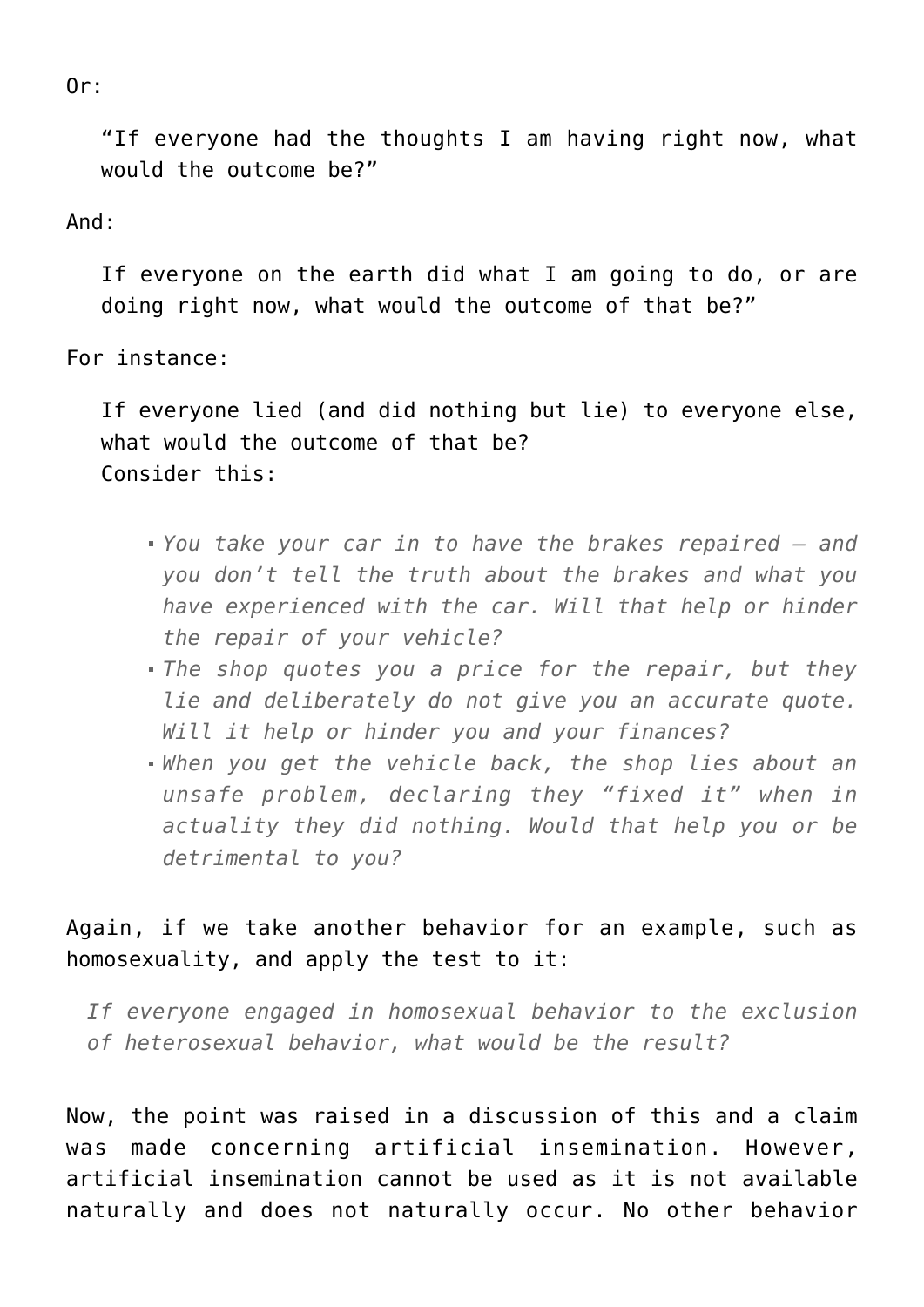Or:

> "If everyone had the thoughts I am having right now, what would the outcome be?"

And:

> If everyone on the earth did what I am going to do, or are doing right now, what would the outcome of that be?"

For instance:

> If everyone lied (and did nothing but lie) to everyone else, what would the outcome of that be?
> Consider this:
>
> - *You take your car in to have the brakes repaired – and you don't tell the truth about the brakes and what you have experienced with the car. Will that help or hinder the repair of your vehicle?*
> - *The shop quotes you a price for the repair, but they lie and deliberately do not give you an accurate quote. Will it help or hinder you and your finances?*
> - *When you get the vehicle back, the shop lies about an unsafe problem, declaring they "fixed it" when in actuality they did nothing. Would that help you or be detrimental to you?*

Again, if we take another behavior for an example, such as homosexuality, and apply the test to it:

> *If everyone engaged in homosexual behavior to the exclusion of heterosexual behavior, what would be the result?*

Now, the point was raised in a discussion of this and a claim was made concerning artificial insemination. However, artificial insemination cannot be used as it is not available naturally and does not naturally occur. No other behavior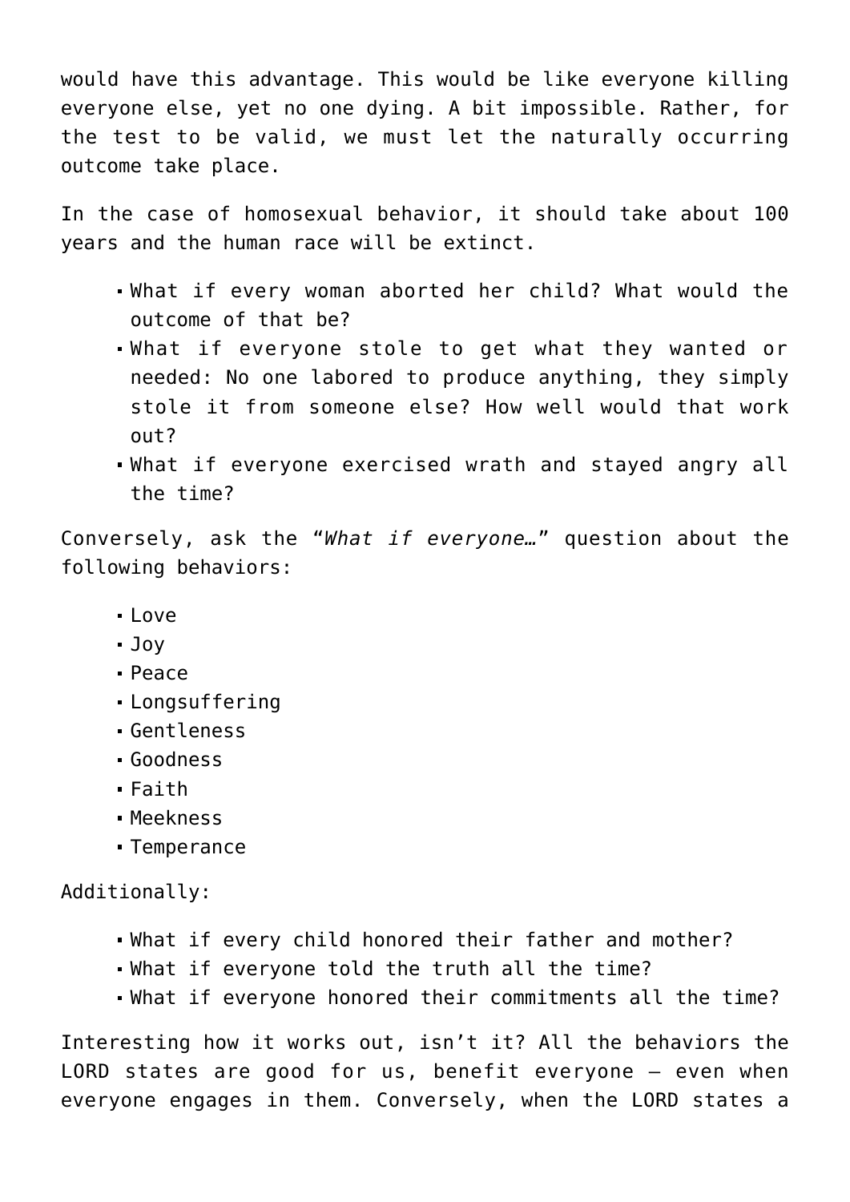would have this advantage. This would be like everyone killing everyone else, yet no one dying. A bit impossible. Rather, for the test to be valid, we must let the naturally occurring outcome take place.

In the case of homosexual behavior, it should take about 100 years and the human race will be extinct.

- What if every woman aborted her child? What would the outcome of that be?
- What if everyone stole to get what they wanted or needed: No one labored to produce anything, they simply stole it from someone else? How well would that work out?
- What if everyone exercised wrath and stayed angry all the time?

Conversely, ask the “*What if everyone…*” question about the following behaviors:

- Love
- Joy
- Peace
- Longsuffering
- Gentleness
- Goodness
- Faith
- Meekness
- Temperance

Additionally:

- What if every child honored their father and mother?
- What if everyone told the truth all the time?
- What if everyone honored their commitments all the time?

Interesting how it works out, isn’t it? All the behaviors the LORD states are good for us, benefit everyone – even when everyone engages in them. Conversely, when the LORD states a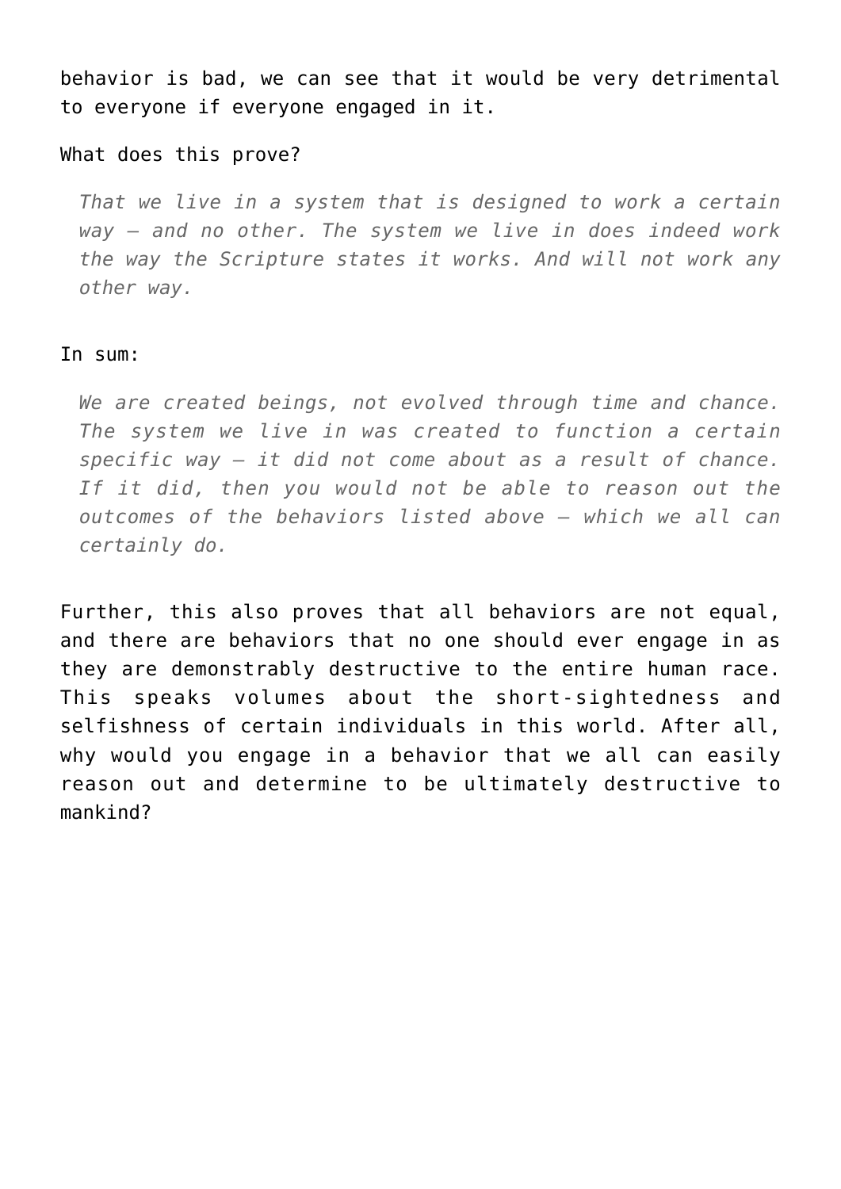behavior is bad, we can see that it would be very detrimental to everyone if everyone engaged in it.

What does this prove?

> *That we live in a system that is designed to work a certain way – and no other. The system we live in does indeed work the way the Scripture states it works. And will not work any other way.*

In sum:

> *We are created beings, not evolved through time and chance. The system we live in was created to function a certain specific way – it did not come about as a result of chance. If it did, then you would not be able to reason out the outcomes of the behaviors listed above – which we all can certainly do.*

Further, this also proves that all behaviors are not equal, and there are behaviors that no one should ever engage in as they are demonstrably destructive to the entire human race. This speaks volumes about the short-sightedness and selfishness of certain individuals in this world. After all, why would you engage in a behavior that we all can easily reason out and determine to be ultimately destructive to mankind?